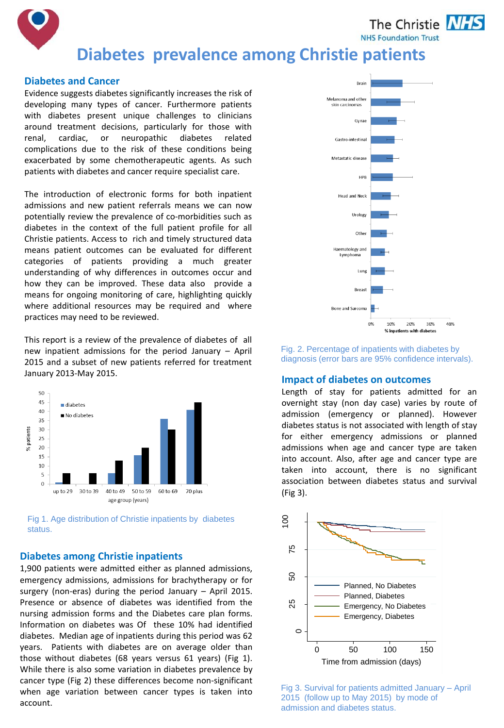# Diabetes prevalence among Christie patients

## Diabetes and Cancer

Evidence suggests diabetes significantly increases the risk of developing many types of cancer. Furthermore patients with diabetes present unique challenges to clinicians around treatment decisions, particularly for those with renal, cardiac, or neuropathic diabetes related complications due to the risk of these conditions being exacerbated by some chemotherapeutic agents. As such patients with diabetes and cancer require specialist care.

The introduction of electronic forms for both inpatient admissions and new patient referrals means we can now potentially review the prevalence of co-morbidities such as diabetes in the context of the full patient profile for all Christie patients. Access to rich and timely structured data means patient outcomes can be evaluated for different categories of patients providing a much greater understanding of why differences in outcomes occur and how they can be improved. These data also provide a means for ongoing monitoring of care, highlighting quickly where additional resources may be required and where practices may need to be reviewed.

This report is a review of the prevalence of diabetes of all new inpatient admissions for the period January – April 2015 and a subset of new patients referred for treatment January 2013-May 2015.

Fig 1. Age distribution of Christie inpatients by diabetes status.

## Diabetes among Christie inpatients

1,900 patients were admitted either as planned admissions, emergency admissions, admissions for brachytherapy or for surgery (non-eras) during the period January – April 2015. Presence or absence of diabetes was identified from the nursing admission forms and the Diabetes care plan forms. Information on diabetes was Of these 10% had identified diabetes. Median age of inpatients during this period was 62 years. Patients with diabetes are on average older than those without diabetes (68 years versus 61 years) (Fig 1). While there is also some variation in diabetes prevalence by cancer type (Fig 2) these differences become non-significant when age variation between cancer types is taken into account.

Fig. 2. Percentage of inpatients with diabetes by diagnosis (error bars are 95% confidence intervals).

## Impact of diabetes on outcomes

Length of stay for patients admitted for an overnight stay (non day case) varies by route of admission (emergency or planned). However diabetes status is not associated with length of stay for either emergency admissions or planned admissions when age and cancer type are taken into account. Also, after age and cancer type are taken into account, there is no significant association between diabetes status and survival (Fig 3).

Fig 3. Survival for patients admitted January – April 2015 (follow up to May 2015) by mode of admission and diabetes status.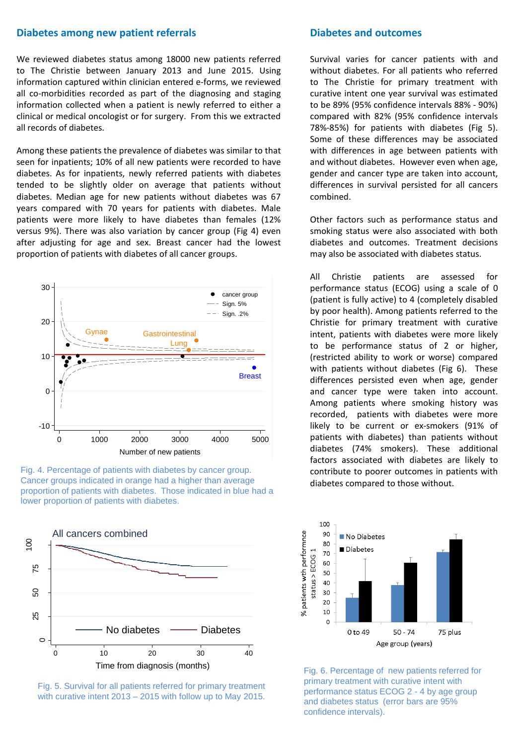## Diabetes among new patient referrals

We reviewed diabetes status among 18000 new patients referred to The Christie between January 2013 and June 2015. Using information captured within clinician entered e-forms, we reviewed all co-morbidities recorded as part of the diagnosing and staging information collected when a patient is newly referred to either a clinical or medical oncologist or for surgery. From this we extracted all records of diabetes.

Among these patients the prevalence of diabetes was similar to that seen for inpatients; 10% of all new patients were recorded to have diabetes. As for inpatients, newly referred patients with diabetes tended to be slightly older on average that patients without diabetes. Median age for new patients without diabetes was 67 years compared with 70 years for patients with diabetes. Male patients were more likely to have diabetes than females (12% versus 9%). There was also variation by cancer group (Fig 4) even after adjusting for age and sex. Breast cancer had the lowest proportion of patients with diabetes of all cancer groups.

30
20
10
0
-10
0 1000 2000 3000 4000 5000
Number of new patients
cancer group
Sign. 5%
Sign. .2%
Gynae
Gastrointestinal
Lung
Breast

Fig. 4. Percentage of patients with diabetes by cancer group. Cancer groups indicated in orange had a higher than average proportion of patients with diabetes. Those indicated in blue had a lower proportion of patients with diabetes.

All cancers combined
100
75
50
25
0
0 10 20 30 40
Time from diagnosis (months)
No diabetes
Diabetes

Fig. 5. Survival for all patients referred for primary treatment with curative intent 2013 – 2015 with follow up to May 2015.

## Diabetes and outcomes

Survival varies for cancer patients with and without diabetes. For all patients who referred to The Christie for primary treatment with curative intent one year survival was estimated to be 89% (95% confidence intervals 88% - 90%) compared with 82% (95% confidence intervals 78%-85%) for patients with diabetes (Fig 5). Some of these differences may be associated with differences in age between patients with and without diabetes. However even when age, gender and cancer type are taken into account, differences in survival persisted for all cancers combined.

Other factors such as performance status and smoking status were also associated with both diabetes and outcomes. Treatment decisions may also be associated with diabetes status.

All Christie patients are assessed for performance status (ECOG) using a scale of 0 (patient is fully active) to 4 (completely disabled by poor health). Among patients referred to the Christie for primary treatment with curative intent, patients with diabetes were more likely to be performance status of 2 or higher, (restricted ability to work or worse) compared with patients without diabetes (Fig 6). These differences persisted even when age, gender and cancer type were taken into account. Among patients where smoking history was recorded, patients with diabetes were more likely to be current or ex-smokers (91% of patients with diabetes) than patients without diabetes (74% smokers). These additional factors associated with diabetes are likely to contribute to poorer outcomes in patients with diabetes compared to those without.

% patients wth performnce status > ECOG 1
100
90
80
70
60
50
40
30
20
10
0
No Diabetes
Diabetes
0 to 49
50 - 74
75 plus
Age group (years)

Fig. 6. Percentage of new patients referred for primary treatment with curative intent with performance status ECOG 2 - 4 by age group and diabetes status (error bars are 95% confidence intervals).